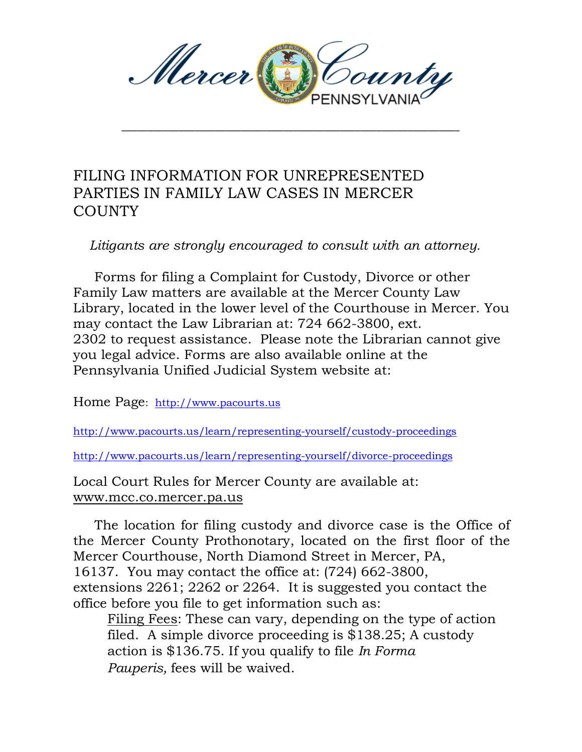Mercer County PENNSYLVANIA

# FILING INFORMATION FOR UNREPRESENTED PARTIES IN FAMILY LAW CASES IN MERCER COUNTY

*Litigants are strongly encouraged to consult with an attorney.*

Forms for filing a Complaint for Custody, Divorce or other Family Law matters are available at the Mercer County Law Library, located in the lower level of the Courthouse in Mercer. You may contact the Law Librarian at: 724 662-3800, ext. 2302 to request assistance. Please note the Librarian cannot give you legal advice. Forms are also available online at the Pennsylvania Unified Judicial System website at:

Home Page: http://www.pacourts.us

http://www.pacourts.us/learn/representing-yourself/custody-proceedings

http://www.pacourts.us/learn/representing-yourself/divorce-proceedings

Local Court Rules for Mercer County are available at: www.mcc.co.mercer.pa.us

The location for filing custody and divorce case is the Office of the Mercer County Prothonotary, located on the first floor of the Mercer Courthouse, North Diamond Street in Mercer, PA, 16137. You may contact the office at: (724) 662-3800, extensions 2261; 2262 or 2264. It is suggested you contact the office before you file to get information such as:

Filing Fees: These can vary, depending on the type of action filed. A simple divorce proceeding is $138.25; A custody action is $136.75. If you qualify to file *In Forma Pauperis,* fees will be waived.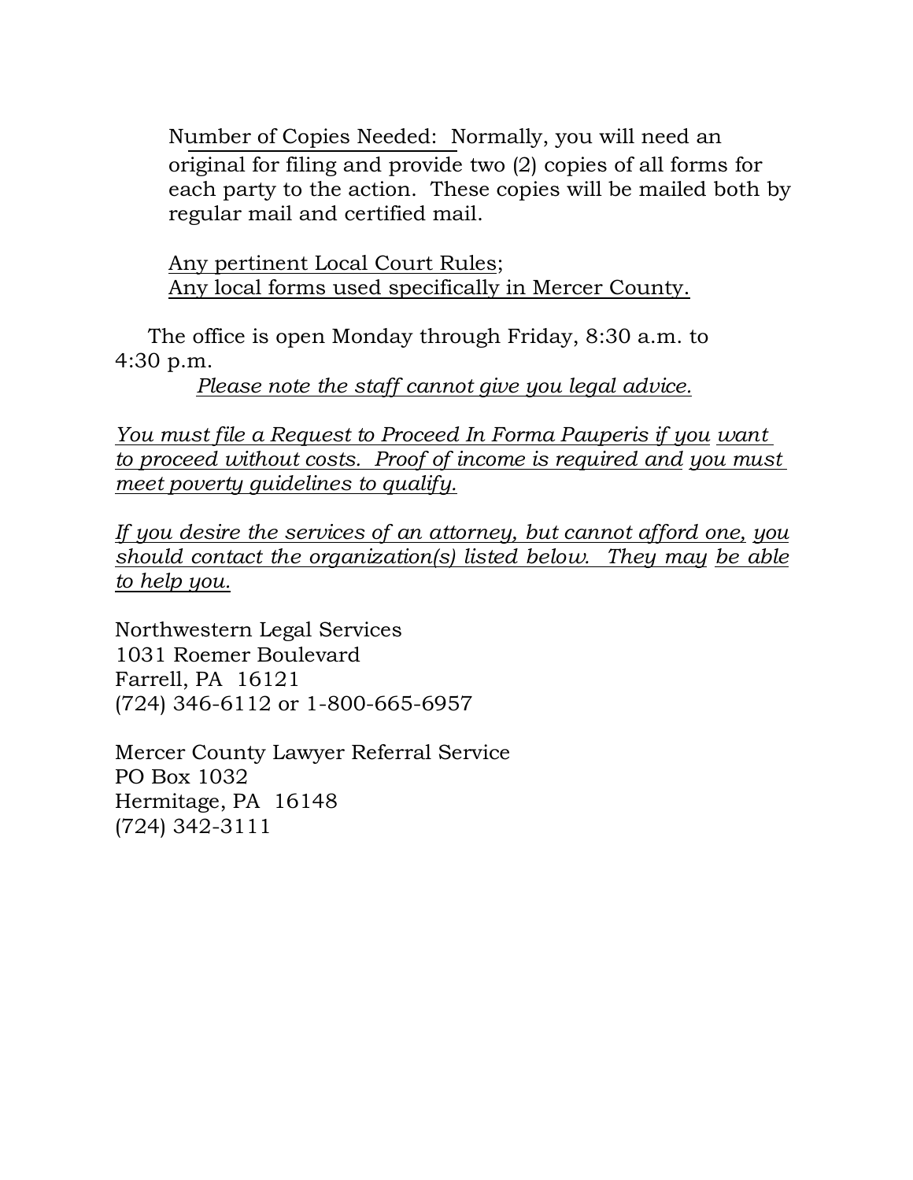Number of Copies Needed: Normally, you will need an original for filing and provide two (2) copies of all forms for each party to the action. These copies will be mailed both by regular mail and certified mail.

Any pertinent Local Court Rules;
Any local forms used specifically in Mercer County.

The office is open Monday through Friday, 8:30 a.m. to 4:30 p.m.

*Please note the staff cannot give you legal advice.*

*You must file a Request to Proceed In Forma Pauperis if you want to proceed without costs. Proof of income is required and you must meet poverty guidelines to qualify.*

*If you desire the services of an attorney, but cannot afford one, you should contact the organization(s) listed below. They may be able to help you.*

Northwestern Legal Services
1031 Roemer Boulevard
Farrell, PA 16121
(724) 346-6112 or 1-800-665-6957

Mercer County Lawyer Referral Service
PO Box 1032
Hermitage, PA 16148
(724) 342-3111